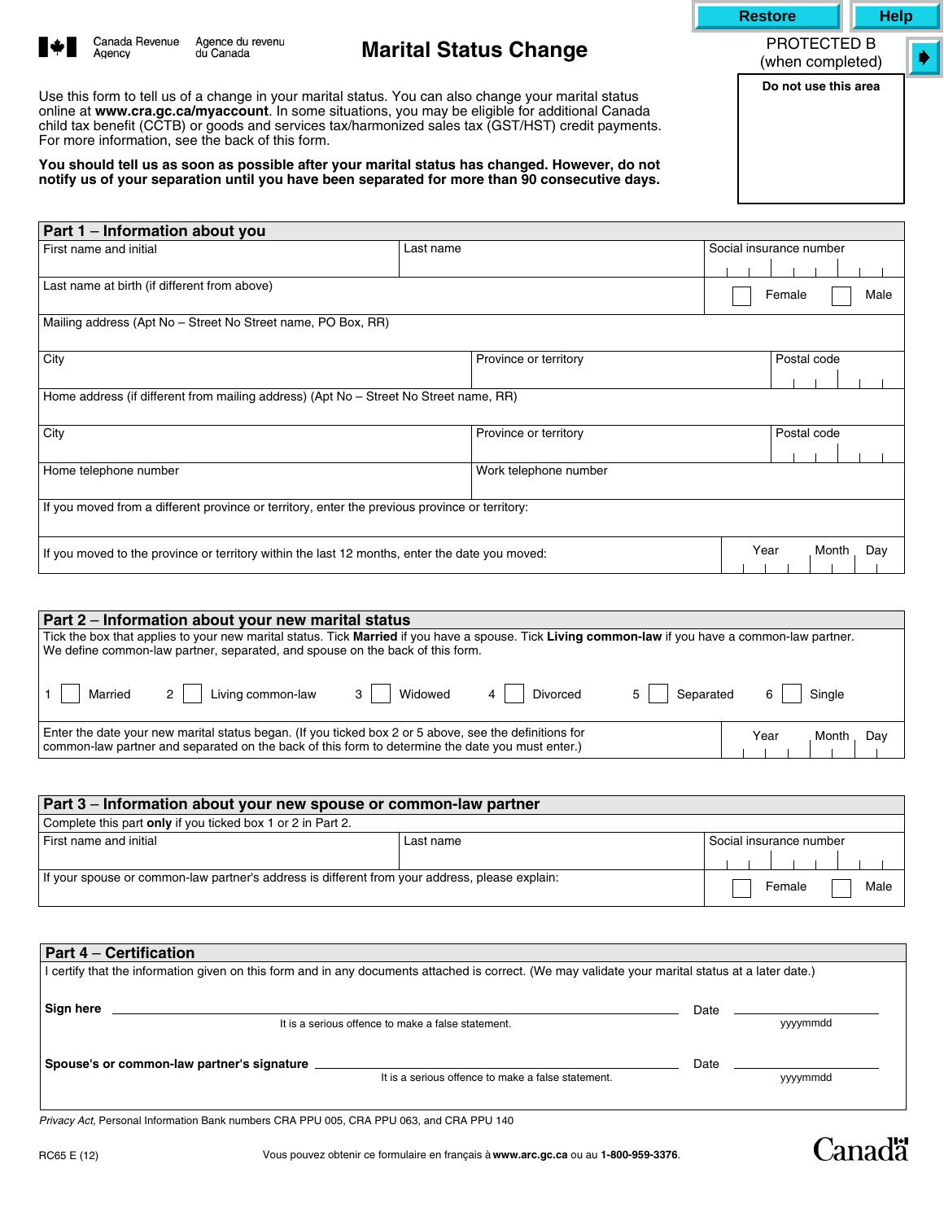Canada Revenue Agency / Agence du revenu du Canada

# Marital Status Change

PROTECTED B (when completed)

Do not use this area

Use this form to tell us of a change in your marital status. You can also change your marital status online at **www.cra.gc.ca/myaccount**. In some situations, you may be eligible for additional Canada child tax benefit (CCTB) or goods and services tax/harmonized sales tax (GST/HST) credit payments. For more information, see the back of this form.

**You should tell us as soon as possible after your marital status has changed. However, do not notify us of your separation until you have been separated for more than 90 consecutive days.**

## Part 1 – Information about you

| First name and initial | Last name | Social insurance number |
|---|---|---|
| Last name at birth (if different from above) | | ☐ Female ☐ Male |
| Mailing address (Apt No – Street No Street name, PO Box, RR) | | |
| City | Province or territory | Postal code |
| Home address (if different from mailing address) (Apt No – Street No Street name, RR) | | |
| City | Province or territory | Postal code |
| Home telephone number | Work telephone number | |
| If you moved from a different province or territory, enter the previous province or territory: | | |
| If you moved to the province or territory within the last 12 months, enter the date you moved: | | Year Month Day |

## Part 2 – Information about your new marital status

Tick the box that applies to your new marital status. Tick **Married** if you have a spouse. Tick **Living common-law** if you have a common-law partner. We define common-law partner, separated, and spouse on the back of this form.

1 ☐ Married  2 ☐ Living common-law  3 ☐ Widowed  4 ☐ Divorced  5 ☐ Separated  6 ☐ Single

| Enter the date your new marital status began. (If you ticked box 2 or 5 above, see the definitions for common-law partner and separated on the back of this form to determine the date you must enter.) | Year Month Day |
|---|---|

## Part 3 – Information about your new spouse or common-law partner

Complete this part **only** if you ticked box 1 or 2 in Part 2.

| First name and initial | Last name | Social insurance number |
|---|---|---|
| If your spouse or common-law partner's address is different from your address, please explain: | | ☐ Female ☐ Male |

## Part 4 – Certification

I certify that the information given on this form and in any documents attached is correct. (We may validate your marital status at a later date.)

**Sign here** ______________________________ Date __________ (yyyymmdd)

It is a serious offence to make a false statement.

**Spouse's or common-law partner's signature** ______________________________ Date __________ (yyyymmdd)

It is a serious offence to make a false statement.

*Privacy Act,* Personal Information Bank numbers CRA PPU 005, CRA PPU 063, and CRA PPU 140

RC65 E (12)

Vous pouvez obtenir ce formulaire en français à **www.arc.gc.ca** ou au **1-800-959-3376**.

Canada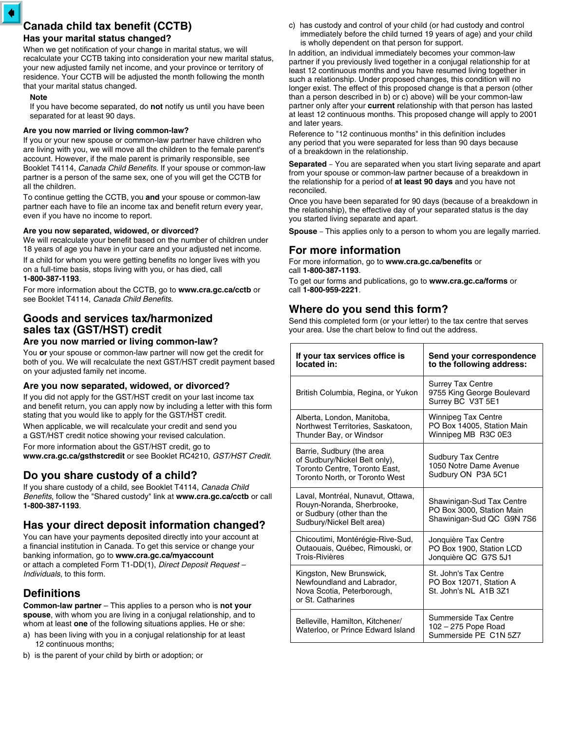## Canada child tax benefit (CCTB)

### Has your marital status changed?

When we get notification of your change in marital status, we will recalculate your CCTB taking into consideration your new marital status, your new adjusted family net income, and your province or territory of residence. Your CCTB will be adjusted the month following the month that your marital status changed.

**Note**

If you have become separated, do **not** notify us until you have been separated for at least 90 days.

#### Are you now married or living common-law?

If you or your new spouse or common-law partner have children who are living with you, we will move all the children to the female parent's account. However, if the male parent is primarily responsible, see Booklet T4114, *Canada Child Benefits*. If your spouse or common-law partner is a person of the same sex, one of you will get the CCTB for all the children.

To continue getting the CCTB, you **and** your spouse or common-law partner each have to file an income tax and benefit return every year, even if you have no income to report.

#### Are you now separated, widowed, or divorced?

We will recalculate your benefit based on the number of children under 18 years of age you have in your care and your adjusted net income.

If a child for whom you were getting benefits no longer lives with you on a full-time basis, stops living with you, or has died, call **1-800-387-1193**.

For more information about the CCTB, go to **www.cra.gc.ca/cctb** or see Booklet T4114, *Canada Child Benefits*.

## Goods and services tax/harmonized sales tax (GST/HST) credit

### Are you now married or living common-law?

You **or** your spouse or common-law partner will now get the credit for both of you. We will recalculate the next GST/HST credit payment based on your adjusted family net income.

### Are you now separated, widowed, or divorced?

If you did not apply for the GST/HST credit on your last income tax and benefit return, you can apply now by including a letter with this form stating that you would like to apply for the GST/HST credit.

When applicable, we will recalculate your credit and send you a GST/HST credit notice showing your revised calculation.

For more information about the GST/HST credit, go to **www.cra.gc.ca/gsthstcredit** or see Booklet RC4210, *GST/HST Credit*.

## Do you share custody of a child?

If you share custody of a child, see Booklet T4114, *Canada Child Benefits*, follow the "Shared custody" link at **www.cra.gc.ca/cctb** or call **1-800-387-1193**.

## Has your direct deposit information changed?

You can have your payments deposited directly into your account at a financial institution in Canada. To get this service or change your banking information, go to **www.cra.gc.ca/myaccount** or attach a completed Form T1-DD(1), *Direct Deposit Request – Individuals*, to this form.

## Definitions

**Common-law partner** – This applies to a person who is **not your spouse**, with whom you are living in a conjugal relationship, and to whom at least **one** of the following situations applies. He or she:

a) has been living with you in a conjugal relationship for at least 12 continuous months;

b) is the parent of your child by birth or adoption; or

c) has custody and control of your child (or had custody and control immediately before the child turned 19 years of age) and your child is wholly dependent on that person for support.

In addition, an individual immediately becomes your common-law partner if you previously lived together in a conjugal relationship for at least 12 continuous months and you have resumed living together in such a relationship. Under proposed changes, this condition will no longer exist. The effect of this proposed change is that a person (other than a person described in b) or c) above) will be your common-law partner only after your **current** relationship with that person has lasted at least 12 continuous months. This proposed change will apply to 2001 and later years.

Reference to "12 continuous months" in this definition includes any period that you were separated for less than 90 days because of a breakdown in the relationship.

**Separated** – You are separated when you start living separate and apart from your spouse or common-law partner because of a breakdown in the relationship for a period of **at least 90 days** and you have not reconciled.

Once you have been separated for 90 days (because of a breakdown in the relationship), the effective day of your separated status is the day you started living separate and apart.

**Spouse** – This applies only to a person to whom you are legally married.

## For more information

For more information, go to **www.cra.gc.ca/benefits** or call **1-800-387-1193**.

To get our forms and publications, go to **www.cra.gc.ca/forms** or call **1-800-959-2221**.

## Where do you send this form?

Send this completed form (or your letter) to the tax centre that serves your area. Use the chart below to find out the address.

| If your tax services office is located in: | Send your correspondence to the following address: |
|---|---|
| British Columbia, Regina, or Yukon | Surrey Tax Centre<br>9755 King George Boulevard<br>Surrey BC V3T 5E1 |
| Alberta, London, Manitoba, Northwest Territories, Saskatoon, Thunder Bay, or Windsor | Winnipeg Tax Centre<br>PO Box 14005, Station Main<br>Winnipeg MB R3C 0E3 |
| Barrie, Sudbury (the area of Sudbury/Nickel Belt only), Toronto Centre, Toronto East, Toronto North, or Toronto West | Sudbury Tax Centre<br>1050 Notre Dame Avenue<br>Sudbury ON P3A 5C1 |
| Laval, Montréal, Nunavut, Ottawa, Rouyn-Noranda, Sherbrooke, or Sudbury (other than the Sudbury/Nickel Belt area) | Shawinigan-Sud Tax Centre<br>PO Box 3000, Station Main<br>Shawinigan-Sud QC G9N 7S6 |
| Chicoutimi, Montérégie-Rive-Sud, Outaouais, Québec, Rimouski, or Trois-Rivières | Jonquière Tax Centre<br>PO Box 1900, Station LCD<br>Jonquière QC G7S 5J1 |
| Kingston, New Brunswick, Newfoundland and Labrador, Nova Scotia, Peterborough, or St. Catharines | St. John's Tax Centre<br>PO Box 12071, Station A<br>St. John's NL A1B 3Z1 |
| Belleville, Hamilton, Kitchener/Waterloo, or Prince Edward Island | Summerside Tax Centre<br>102 – 275 Pope Road<br>Summerside PE C1N 5Z7 |